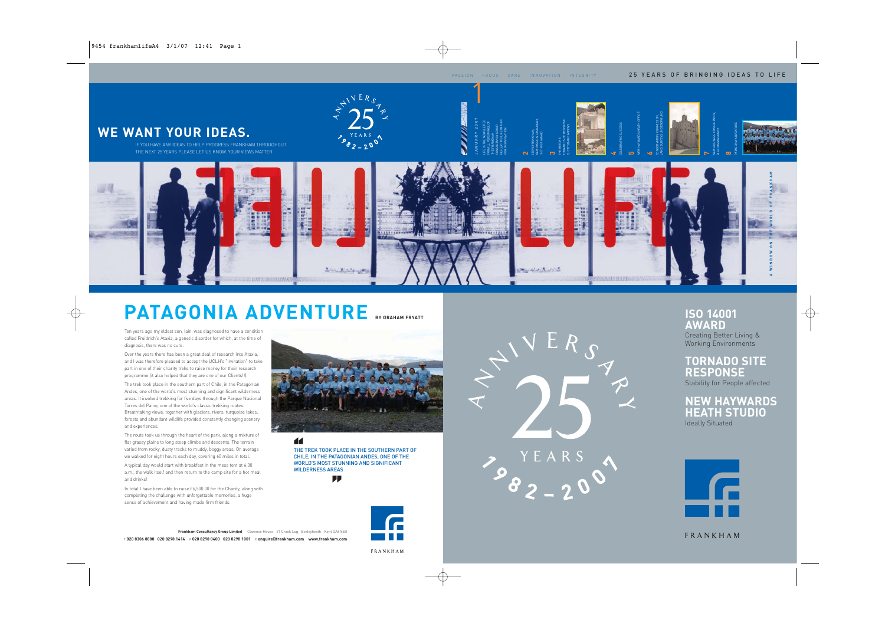PASSION FOCUS CARE INNOVATION INTEGRITY

25 YEARS OF BRINGING IDEAS TO LIFE

# WE WANT YOUR IDEAS.

IF YOU HAVE ANY IDEAS TO HELP PROGRESS FRANKHAM THROUGHOUT THE NEXT 25 YEARS PLEASE LET US KNOW. YOUR VIEWS MATTER.

ANNIVERSARY 25 YEARS 1982–2007

1 JANUARY 2007 — LIFE IS THE NEWSLETTER FOR ALL MEMBERS OF THE FRANKHAM CONSULTANCY GROUP REFLECTING LIFE WITHIN OUR ORGANISATION.

2 STEVE FRANKHAM, MAIN MESSAGE, STATEMENT, ISO 14001 AWARD

3 THE DEBRIEF, TORNADO SITE RESPONSE: CUTTING TAPE AND RED

4 CELEBRATING SUCCESS

5 NEW HAYWARDS HEATH OFFICE

6 CONSERVATION COMMISSION, LAND SURVEY, UNDERGROUND

7 NEW BUSINESS CONSULTANCY, RISK MANAGEMENT

8 PATAGONIA ADVENTURE

LIFE

A WINDOW ON THE WORLD OF FRANKHAM

# PATAGONIA ADVENTURE

BY GRAHAM FRYATT

Ten years ago my eldest son, Iain, was diagnosed to have a condition called Freidrich's Ataxia, a genetic disorder for which, at the time of diagnosis, there was no cure.

Over the years there has been a great deal of research into Ataxia, and I was therefore pleased to accept the UCLH's "invitation" to take part in one of their charity treks to raise money for their research programme (it also helped that they are one of our Clients!!).

The trek took place in the southern part of Chile, in the Patagonian Andes, one of the world's most stunning and significant wilderness areas. It involved trekking for five days through the Parque Nacional Torres del Paine, one of the world's classic trekking routes. Breathtaking views, together with glaciers, rivers, turquoise lakes, forests and abundant wildlife provided constantly changing scenery and experiences.

The route took us through the heart of the park, along a mixture of flat grassy plains to long steep climbs and descents. The terrain varied from rocky, dusty tracks to muddy, boggy areas. On average we walked for eight hours each day, covering 60 miles in total.

A typical day would start with breakfast in the mess tent at 6.30 a.m., the walk itself and then return to the camp site for a hot meal and drinks!

In total I have been able to raise £6,500.00 for the Charity, along with completing the challenge with unforgettable memories, a huge sense of achievement and having made firm friends.

> THE TREK TOOK PLACE IN THE SOUTHERN PART OF CHILE, IN THE PATAGONIAN ANDES, ONE OF THE WORLD'S MOST STUNNING AND SIGNIFICANT WILDERNESS AREAS

**Frankham Consultancy Group Limited** Clarence House 21 Crook Log Bexleyheath Kent DA6 8EB

T **020 8306 8888 020 8298 1414** F **020 8298 0400 020 8298 1001** E **enquire@frankham.com www.frankham.com**

FRANKHAM

ANNIVERSARY 25 YEARS 1982–2007

## ISO 14001 AWARD

Creating Better Living & Working Environments

## TORNADO SITE RESPONSE

Stability for People affected

## NEW HAYWARDS HEATH STUDIO

Ideally Situated

FRANKHAM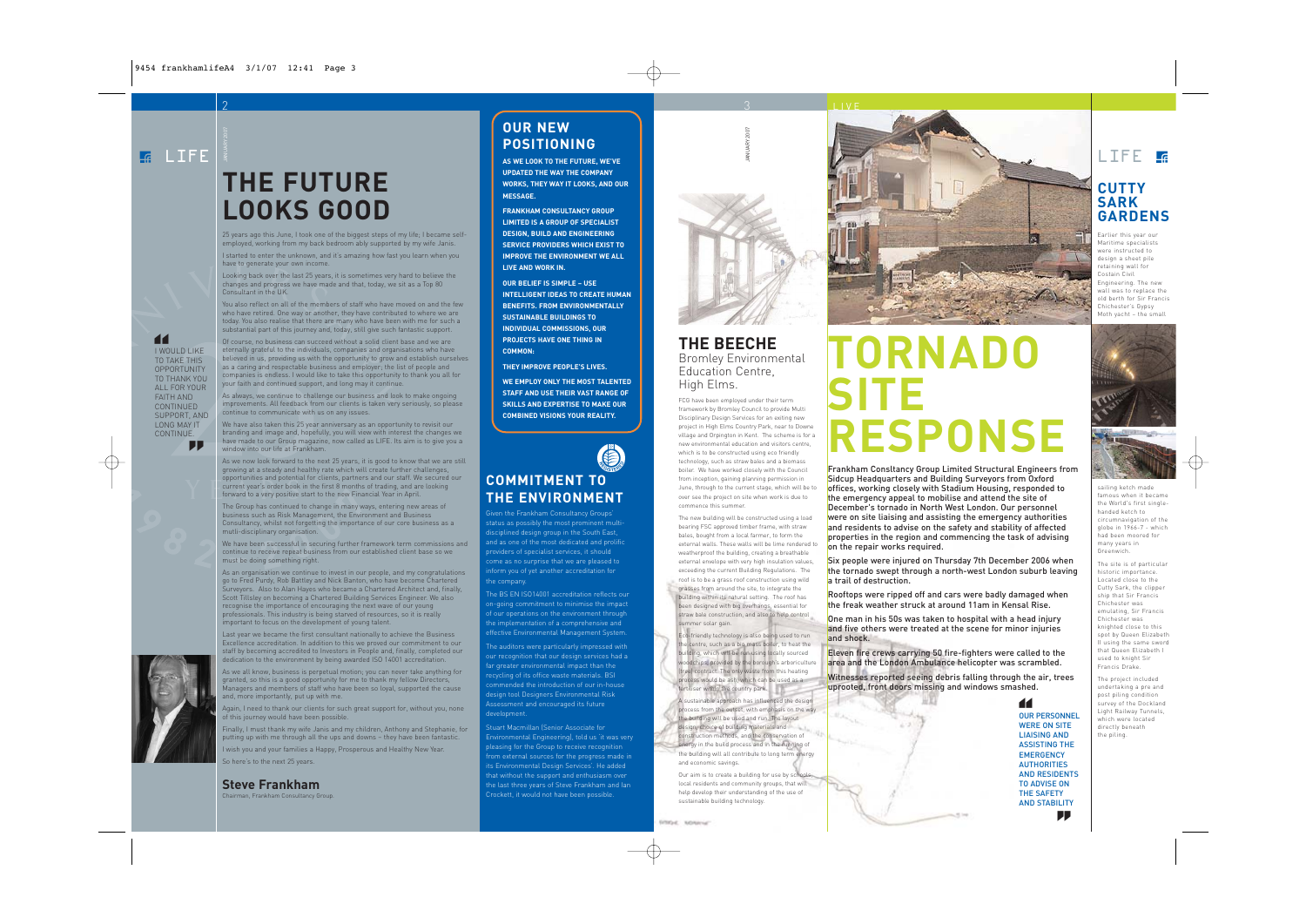# LIFE

# THE FUTURE LOOKS GOOD

25 years ago this June, I took one of the biggest steps of my life; I became self-employed, working from my back bedroom ably supported by my wife Janis.

I started to enter the unknown, and it's amazing how fast you learn when you have to generate your own income.

Looking back over the last 25 years, it is sometimes very hard to believe the changes and progress we have made and that, today, we sit as a Top 80 Consultant in the UK.

You also reflect on all of the members of staff who have moved on and the few who have retired. One way or another, they have contributed to where we are today. You also realise that there are many who have been with me for such a substantial part of this journey and, today, still give such fantastic support.

Of course, no business can succeed without a solid client base and we are eternally grateful to the individuals, companies and organisations who have believed in us, providing us with the opportunity to grow and establish ourselves as a caring and respectable business and employer; the list of people and companies is endless. I would like to take this opportunity to thank you all for your faith and continued support, and long may it continue.

> I WOULD LIKE TO TAKE THIS OPPORTUNITY TO THANK YOU ALL FOR YOUR FAITH AND CONTINUED SUPPORT, AND LONG MAY IT CONTINUE.

As always, we continue to challenge our business and look to make ongoing improvements. All feedback from our clients is taken very seriously, so please continue to communicate with us on any issues.

We have also taken this 25 year anniversary as an opportunity to revisit our branding and image and, hopefully, you will view with interest the changes we have made to our Group magazine, now called as LIFE. Its aim is to give you a window into our life at Frankham.

As we now look forward to the next 25 years, it is good to know that we are still growing at a steady and healthy rate which will create further challenges, opportunities and potential for clients, partners and our staff. We secured our current year's order book in the first 8 months of trading, and are looking forward to a very positive start to the new Financial Year in April.

The Group has continued to change in many ways, entering new areas of business such as Risk Management, the Environment and Business Consultancy, whilst not forgetting the importance of our core business as a multi-disciplinary organisation.

We have been successful in securing further framework term commissions and continue to receive repeat business from our established client base so we must be doing something right.

As an organisation we continue to invest in our people, and my congratulations go to Fred Purdy, Rob Battley and Nick Banton, who have become Chartered Surveyors. Also to Alan Hayes who became a Chartered Architect and, finally, Scott Tillsley on becoming a Chartered Building Services Engineer. We also recognise the importance of encouraging the next wave of our young professionals. This industry is being starved of resources, so it is really important to focus on the development of young talent.

Last year we became the first consultant nationally to achieve the Business Excellence accreditation. In addition to this we proved our commitment to our staff by becoming accredited to Investors in People and, finally, completed our dedication to the environment by being awarded ISO 14001 accreditation.

As we all know, business is perpetual motion; you can never take anything for granted, so this is a good opportunity for me to thank my fellow Directors, Managers and members of staff who have been so loyal, supported the cause and, more importantly, put up with me.

Again, I need to thank our clients for such great support for, without you, none of this journey would have been possible.

Finally, I must thank my wife Janis and my children, Anthony and Stephanie, for putting up with me through all the ups and downs – they have been fantastic.

I wish you and your families a Happy, Prosperous and Healthy New Year.

So here's to the next 25 years.

**Steve Frankham**
Chairman, Frankham Consultancy Group.

## OUR NEW POSITIONING

**AS WE LOOK TO THE FUTURE, WE'VE UPDATED THE WAY THE COMPANY WORKS, THEY WAY IT LOOKS, AND OUR MESSAGE.**

**FRANKHAM CONSULTANCY GROUP LIMITED IS A GROUP OF SPECIALIST DESIGN, BUILD AND ENGINEERING SERVICE PROVIDERS WHICH EXIST TO IMPROVE THE ENVIRONMENT WE ALL LIVE AND WORK IN.**

**OUR BELIEF IS SIMPLE – USE INTELLIGENT IDEAS TO CREATE HUMAN BENEFITS. FROM ENVIRONMENTALLY SUSTAINABLE BUILDINGS TO INDIVIDUAL COMMISSIONS, OUR PROJECTS HAVE ONE THING IN COMMON:**

**THEY IMPROVE PEOPLE'S LIVES.**

**WE EMPLOY ONLY THE MOST TALENTED STAFF AND USE THEIR VAST RANGE OF SKILLS AND EXPERTISE TO MAKE OUR COMBINED VISIONS YOUR REALITY.**

## COMMITMENT TO THE ENVIRONMENT

Given the Frankham Consultancy Groups' status as possibly the most prominent multi-disciplined design group in the South East, and as one of the most dedicated and prolific providers of specialist services, it should come as no surprise that we are pleased to inform you of yet another accreditation for the company.

The BS EN ISO14001 accreditation reflects our on-going commitment to minimise the impact of our operations on the environment through the implementation of a comprehensive and effective Environmental Management System.

The auditors were particularly impressed with our recognition that our design services had a far greater environmental impact than the recycling of its office waste materials. BSI commended the introduction of our in-house design tool Designers Environmental Risk Assessment and encouraged its future development.

Stuart Macmillan (Senior Associate for Environmental Engineering), told us 'it was very pleasing for the Group to receive recognition from external sources for the progress made in its Environmental Design Services'. He added that without the support and enthusiasm over the last three years of Steve Frankham and Ian Crockett, it would not have been possible.

## THE BEECHE

Bromley Environmental Education Centre, High Elms.

FCG have been employed under their term framework by Bromley Council to provide Multi Disciplinary Design Services for an exiting new project in High Elms Country Park, near to Downe village and Orpington in Kent. The scheme is for a new environmental education and visitors centre, which is to be constructed using eco friendly technology, such as straw bales and a biomass boiler. We have worked closely with the Council from inception, gaining planning permission in June, through to the current stage, which will be to over see the project on site when work is due to commence this summer.

The new building will be constructed using a load bearing FSC approved timber frame, with straw bales, bought from a local farmer, to form the external walls. These walls will be lime rendered to weatherproof the building, creating a breathable external envelope with very high insulation values; exceeding the current Building Regulations. The roof is to be a grass roof construction using wild grasses from around the site, to integrate the building within its natural setting. The roof has been designed with big overhangs, essential for straw bale construction, and also to help control summer solar gain.

Eco-friendly technology is also being used to run the centre, such as a bio mass boiler, to heat the building, which will be run using locally sourced woodchips provided by the borough's arboriculture (tree) contract. The only waste from this heating process would be ash, which can be used as a fertiliser within the country park.

A sustainable approach has influenced the design process from the outset, with emphasis on the way the building will be used and run. The layout design, choice of building materials and construction methods, and the conservation of energy in the build process and in the running of the building will all contribute to long term energy and economic savings.

Our aim is to create a building for use by schools, local residents and community groups, that will help develop their understanding of the use of sustainable building technology.

# TORNADO SITE RESPONSE

Frankham Consltancy Group Limited Structural Engineers from Sidcup Headquarters and Building Surveyors from Oxford offices, working closely with Stadium Housing, responded to the emergency appeal to mobilise and attend the site of December's tornado in North West London. Our personnel were on site liaising and assisting the emergency authorities and residents to advise on the safety and stability of affected properties in the region and commencing the task of advising on the repair works required.

Six people were injured on Thursday 7th December 2006 when the tornado swept through a north-west London suburb leaving a trail of destruction.

Rooftops were ripped off and cars were badly damaged when the freak weather struck at around 11am in Kensal Rise.

One man in his 50s was taken to hospital with a head injury and five others were treated at the scene for minor injuries and shock.

Eleven fire crews carrying 50 fire-fighters were called to the area and the London Ambulance helicopter was scrambled.

Witnesses reported seeing debris falling through the air, trees uprooted, front doors missing and windows smashed.

> OUR PERSONNEL WERE ON SITE LIAISING AND ASSISTING THE EMERGENCY AUTHORITIES AND RESIDENTS TO ADVISE ON THE SAFETY AND STABILITY

# LIFE

## CUTTY SARK GARDENS

Earlier this year our Maritime specialists were instructed to design a sheet pile retaining wall for Costain Civil Engineering. The new wall was to replace the old berth for Sir Francis Chichester's Gypsy Moth yacht – the small sailing ketch made famous when it became the World's first single-handed ketch to circumnavigation of the globe in 1966-7 - which had been moored for many years in Greenwich.

The site is of particular historic importance. Located close to the Cutty Sark, the clipper ship that Sir Francis Chichester was emulating, Sir Francis Chichester was knighted close to this spot by Queen Elizabeth II using the same sword that Queen Elizabeth I used to knight Sir Francis Drake.

The project included undertaking a pre and post piling condition survey of the Dockland Light Railway Tunnels, which were located directly beneath the piling.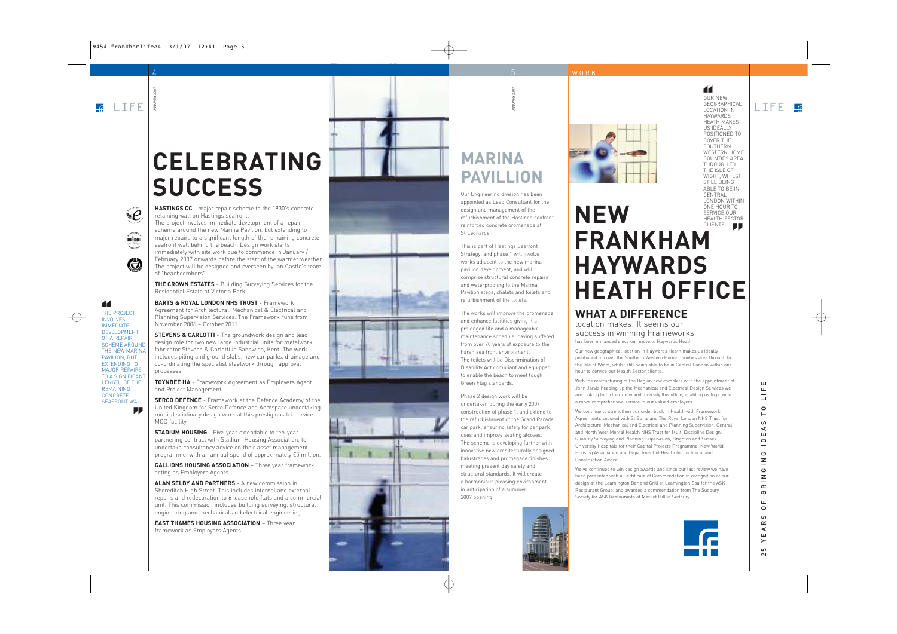# CELEBRATING SUCCESS

**HASTINGS CC** - major repair scheme to the 1930's concrete retaining wall on Hastings seafront.
The project involves immediate development of a repair scheme around the new Marina Pavilion, but extending to major repairs to a significant length of the remaining concrete seafront wall behind the beach. Design work starts immediately with site work due to commence in January / February 2007 onwards before the start of the warmer weather. The project will be designed and overseen by Ian Castle's team of "beachcombers".

**THE CROWN ESTATES** - Building Surveying Services for the Residential Estate at Victoria Park.

**BARTS & ROYAL LONDON NHS TRUST** - Framework Agreement for Architectural, Mechanical & Electrical and Planning Supervision Services. The Framework runs from November 2006 – October 2011.

**STEVENS & CARLOTTI** - The groundwork design and lead design role for two new large industrial units for metalwork fabricator Stevens & Carlotti in Sandwich, Kent. The work includes piling and ground slabs, new car parks, drainage and co-ordinating the specialist steelwork through approval processes.

**TOYNBEE HA** - Framework Agreement as Employers Agent and Project Management.

**SERCO DEFENCE** - Framework at the Defence Academy of the United Kingdom for Serco Defence and Aerospace undertaking multi-disciplinary design work at this prestigious tri-service MOD facility.

**STADIUM HOUSING** - Five-year extendable to ten-year partnering contract with Stadium Housing Association, to undertake consultancy advice on their asset management programme, with an annual spend of approximately £5 million.

**GALLIONS HOUSING ASSOCIATION** – Three year framework acting as Employers Agents.

**ALAN SELBY AND PARTNERS** - A new commission in Shoreditch High Street. This includes internal and external repairs and redecoration to 6 leasehold flats and a commercial unit. This commission includes building surveying, structural engineering and mechanical and electrical engineering.

**EAST THAMES HOUSING ASSOCIATION** – Three year framework as Employers Agents.

> THE PROJECT INVOLVES IMMEDIATE DEVELOPMENT OF A REPAIR SCHEME AROUND THE NEW MARINA PAVILION, BUT EXTENDING TO MAJOR REPAIRS TO A SIGNIFICANT LENGTH OF THE REMAINING CONCRETE SEAFRONT WALL

# MARINA PAVILLION

Our Engineering division has been appointed as Lead Consultant for the design and management of the refurbishment of the Hastings seafront reinforced concrete promenade at St Leonards.

This is part of Hastings Seafront Strategy, and phase 1 will involve works adjacent to the new marina pavilion development, and will comprise structural concrete repairs and waterproofing to the Marina Pavilion steps, chalets and toilets and refurbishment of the toilets.

The works will improve the promenade and enhance facilities giving it a prolonged life and a manageable maintenance schedule, having suffered from over 70 years of exposure to the harsh sea front environment. The toilets will be Discrimination of Disability Act compliant and equipped to enable the beach to meet tough Green Flag standards.

Phase 2 design work will be undertaken during the early 2007 construction of phase 1, and extend to the refurbishment of the Grand Parade car park, ensuring safety for car park uses and improve seating alcoves. The scheme is developing further with innovative new architecturally designed balustrades and promenade finishes meeting present day safety and structural standards. It will create a harmonious pleasing environment in anticipation of a summer 2007 opening.

# NEW FRANKHAM HAYWARDS HEATH OFFICE

> OUR NEW GEOGRAPHICAL LOCATION IN HAYWARDS HEATH MAKES US IDEALLY POSITIONED TO COVER THE SOUTHERN WESTERN HOME COUNTIES AREA THROUGH TO THE ISLE OF WIGHT, WHILST STILL BEING ABLE TO BE IN CENTRAL LONDON WITHIN ONE HOUR TO SERVICE OUR HEALTH SECTOR CLIENTS.

## WHAT A DIFFERENCE

location makes! It seems our success in winning Frameworks has been enhanced since our move to Haywards Heath.

Our new geographical location in Haywards Heath makes us ideally positioned to cover the Southern Western Home Counties area through to the Isle of Wight, whilst still being able to be in Central London within one hour to service our Health Sector clients.

With the restructuring of the Region now complete with the appointment of John Jarvis heading up the Mechanical and Electrical Design Services we are looking to further grow and diversify this office, enabling us to provide a more comprehensive service to our valued employers.

We continue to strengthen our order book in Health with Framework Agreements secured with St Barts and The Royal London NHS Trust for Architecture, Mechanical and Electrical and Planning Supervision, Central and North West Mental Health NHS Trust for Multi Discipline Design, Quantity Surveying and Planning Supervision, Brighton and Sussex University Hospitals for their Capital Projects Programme, New World Housing Association and Department of Health for Technical and Construction Advice.

We've continued to win design awards and since our last review we have been presented with a Certificate of Commendation in recognition of our design at the Leamington Bar and Grill at Leamington Spa for the ASK Restaurant Group, and awarded a commendation from The Sudbury Society for ASK Restaurants at Market Hill in Sudbury.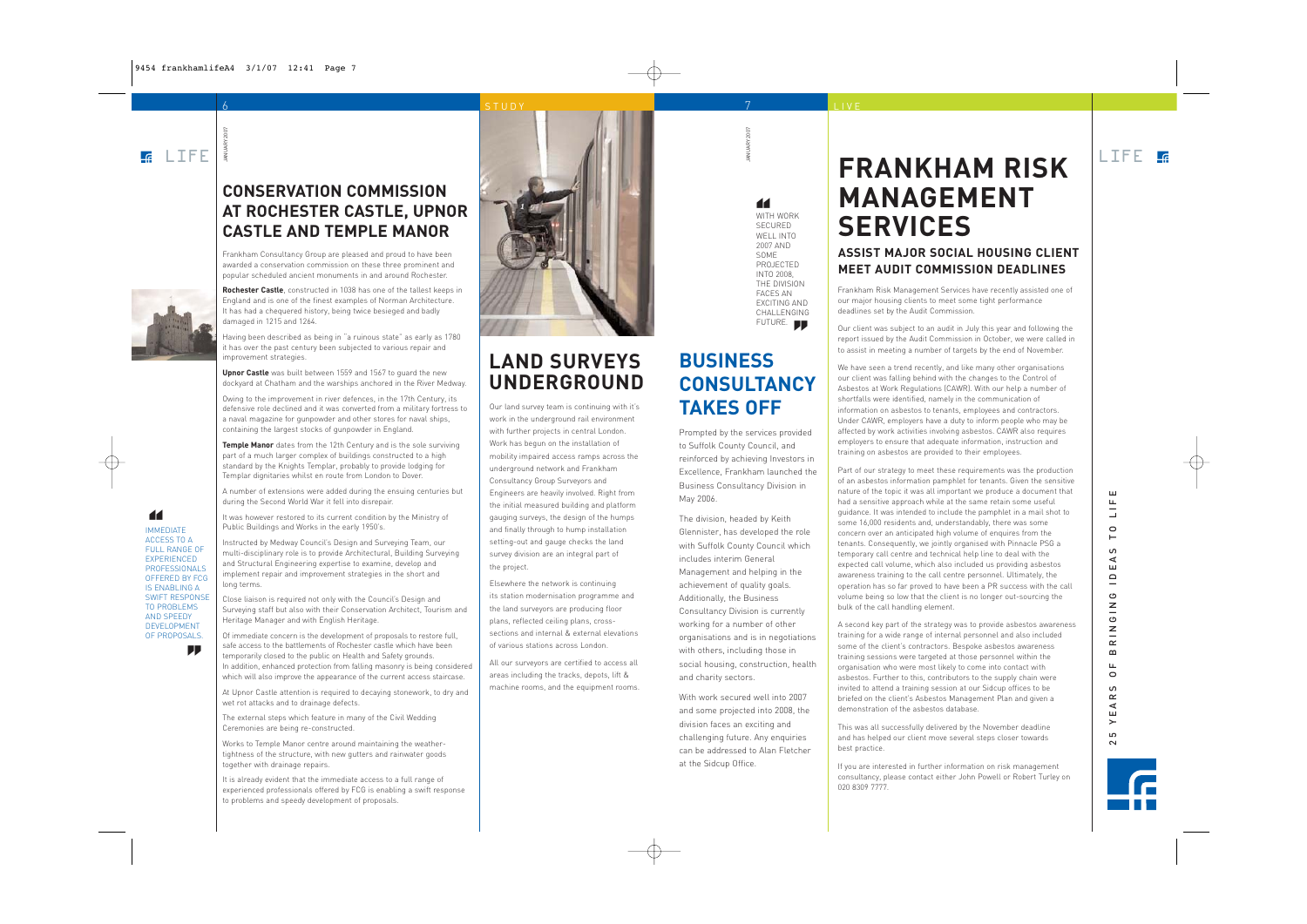# CONSERVATION COMMISSION AT ROCHESTER CASTLE, UPNOR CASTLE AND TEMPLE MANOR

Frankham Consultancy Group are pleased and proud to have been awarded a conservation commission on these three prominent and popular scheduled ancient monuments in and around Rochester.

**Rochester Castle**, constructed in 1038 has one of the tallest keeps in England and is one of the finest examples of Norman Architecture. It has had a chequered history, being twice besieged and badly damaged in 1215 and 1264.

Having been described as being in "a ruinous state" as early as 1780 it has over the past century been subjected to various repair and improvement strategies.

**Upnor Castle** was built between 1559 and 1567 to guard the new dockyard at Chatham and the warships anchored in the River Medway.

Owing to the improvement in river defences, in the 17th Century, its defensive role declined and it was converted from a military fortress to a naval magazine for gunpowder and other stores for naval ships, containing the largest stocks of gunpowder in England.

**Temple Manor** dates from the 12th Century and is the sole surviving part of a much larger complex of buildings constructed to a high standard by the Knights Templar, probably to provide lodging for Templar dignitaries whilst en route from London to Dover.

A number of extensions were added during the ensuing centuries but during the Second World War it fell into disrepair.

It was however restored to its current condition by the Ministry of Public Buildings and Works in the early 1950's.

Instructed by Medway Council's Design and Surveying Team, our multi-disciplinary role is to provide Architectural, Building Surveying and Structural Engineering expertise to examine, develop and implement repair and improvement strategies in the short and long terms.

Close liaison is required not only with the Council's Design and Surveying staff but also with their Conservation Architect, Tourism and Heritage Manager and with English Heritage.

Of immediate concern is the development of proposals to restore full, safe access to the battlements of Rochester castle which have been temporarily closed to the public on Health and Safety grounds. In addition, enhanced protection from falling masonry is being considered which will also improve the appearance of the current access staircase.

At Upnor Castle attention is required to decaying stonework, to dry and wet rot attacks and to drainage defects.

The external steps which feature in many of the Civil Wedding Ceremonies are being re-constructed.

Works to Temple Manor centre around maintaining the weather-tightness of the structure, with new gutters and rainwater goods together with drainage repairs.

It is already evident that the immediate access to a full range of experienced professionals offered by FCG is enabling a swift response to problems and speedy development of proposals.

> "IMMEDIATE ACCESS TO A FULL RANGE OF EXPERIENCED PROFESSIONALS OFFERED BY FCG IS ENABLING A SWIFT RESPONSE TO PROBLEMS AND SPEEDY DEVELOPMENT OF PROPOSALS."

# LAND SURVEYS UNDERGROUND

Our land survey team is continuing with it's work in the underground rail environment with further projects in central London. Work has begun on the installation of mobility impaired access ramps across the underground network and Frankham Consultancy Group Surveyors and Engineers are heavily involved. Right from the initial measured building and platform gauging surveys, the design of the humps and finally through to hump installation setting-out and gauge checks the land survey division are an integral part of the project.

Elsewhere the network is continuing its station modernisation programme and the land surveyors are producing floor plans, reflected ceiling plans, cross-sections and internal & external elevations of various stations across London.

All our surveyors are certified to access all areas including the tracks, depots, lift & machine rooms, and the equipment rooms.

> "WITH WORK SECURED WELL INTO 2007 AND SOME PROJECTED INTO 2008, THE DIVISION FACES AN EXCITING AND CHALLENGING FUTURE."

# BUSINESS CONSULTANCY TAKES OFF

Prompted by the services provided to Suffolk County Council, and reinforced by achieving Investors in Excellence, Frankham the launched the Business Consultancy Division in May 2006.

The division, headed by Keith Glennister, has developed the role with Suffolk County Council which includes interim General Management and helping in the achievement of quality goals. Additionally, the Business Consultancy Division is currently working for a number of other organisations and is in negotiations with others, including those in social housing, construction, health and charity sectors.

With work secured well into 2007 and some projected into 2008, the division faces an exciting and challenging future. Any enquiries can be addressed to Alan Fletcher at the Sidcup Office.

# FRANKHAM RISK MANAGEMENT SERVICES

## ASSIST MAJOR SOCIAL HOUSING CLIENT MEET AUDIT COMMISSION DEADLINES

Frankham Risk Management Services have recently assisted one of our major housing clients to meet some tight performance deadlines set by the Audit Commission.

Our client was subject to an audit in July this year and following the report issued by the Audit Commission in October, we were called in to assist in meeting a number of targets by the end of November.

We have seen a trend recently, and like many other organisations our client was falling behind with the changes to the Control of Asbestos at Work Regulations (CAWR). With our help a number of shortfalls were identified, namely in the communication of information on asbestos to tenants, employees and contractors. Under CAWR, employers have a duty to inform people who may be affected by work activities involving asbestos. CAWR also requires employers to ensure that adequate information, instruction and training on asbestos are provided to their employees.

Part of our strategy to meet these requirements was the production of an asbestos information pamphlet for tenants. Given the sensitive nature of the topic it was all important we produce a document that had a sensitive approach while at the same retain some useful guidance. It was intended to include the pamphlet in a mail shot to some 16,000 residents and, understandably, there was some concern over an anticipated high volume of enquires from the tenants. Consequently, we jointly organised with Pinnacle PSG a temporary call centre and technical help line to deal with the expected call volume, which also included us providing asbestos awareness training to the call centre personnel. Ultimately, the operation has so far proved to have been a PR success with the call volume being so low that the client is no longer out-sourcing the bulk of the call handling element.

A second key part of the strategy was to provide asbestos awareness training for a wide range of internal personnel and also included some of the client's contractors. Bespoke asbestos awareness training sessions were targeted at those personnel within the organisation who were most likely to come into contact with asbestos. Further to this, contributors to the supply chain were invited to attend a training session at our Sidcup offices to be briefed on the client's Asbestos Management Plan and given a demonstration of the asbestos database.

This was all successfully delivered by the November deadline and has helped our client move several steps closer towards best practice.

If you are interested in further information on risk management consultancy, please contact either John Powell or Robert Turley on 020 8309 7777.